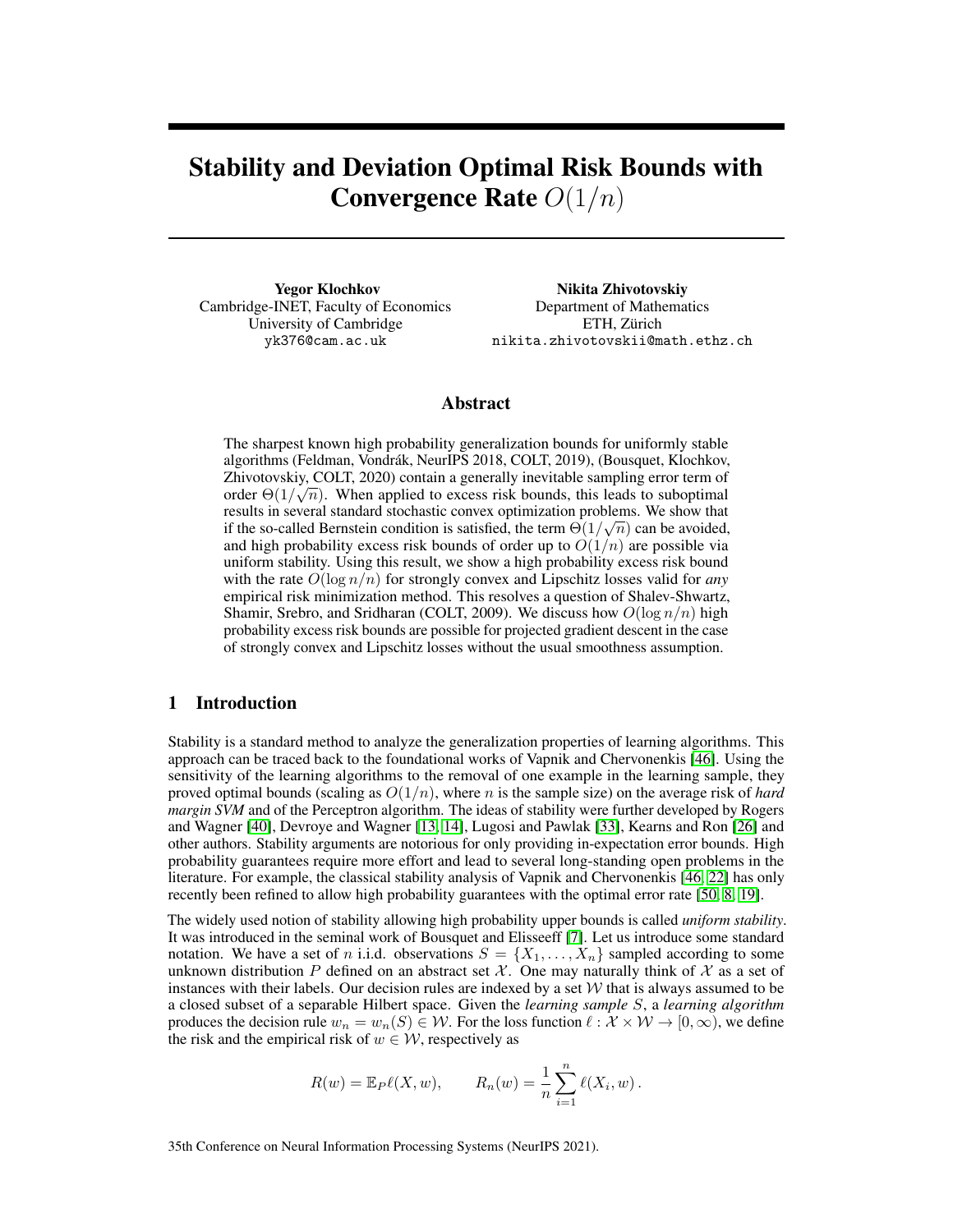# Stability and Deviation Optimal Risk Bounds with Convergence Rate $O(1/n)$

**Yegor Klochkov**
Cambridge-INET, Faculty of Economics
University of Cambridge
yk376@cam.ac.uk

**Nikita Zhivotovskiy**
Department of Mathematics
ETH, Zürich
nikita.zhivotovskii@math.ethz.ch

## Abstract

The sharpest known high probability generalization bounds for uniformly stable algorithms (Feldman, Vondrák, NeurIPS 2018, COLT, 2019), (Bousquet, Klochkov, Zhivotovskiy, COLT, 2020) contain a generally inevitable sampling error term of order $\Theta(1/\sqrt{n})$. When applied to excess risk bounds, this leads to suboptimal results in several standard stochastic convex optimization problems. We show that if the so-called Bernstein condition is satisfied, the term $\Theta(1/\sqrt{n})$ can be avoided, and high probability excess risk bounds of order up to $O(1/n)$ are possible via uniform stability. Using this result, we show a high probability excess risk bound with the rate $O(\log n/n)$ for strongly convex and Lipschitz losses valid for *any* empirical risk minimization method. This resolves a question of Shalev-Shwartz, Shamir, Srebro, and Sridharan (COLT, 2009). We discuss how $O(\log n/n)$ high probability excess risk bounds are possible for projected gradient descent in the case of strongly convex and Lipschitz losses without the usual smoothness assumption.

## 1 Introduction

Stability is a standard method to analyze the generalization properties of learning algorithms. This approach can be traced back to the foundational works of Vapnik and Chervonenkis [46]. Using the sensitivity of the learning algorithms to the removal of one example in the learning sample, they proved optimal bounds (scaling as $O(1/n)$, where $n$ is the sample size) on the average risk of *hard margin SVM* and of the Perceptron algorithm. The ideas of stability were further developed by Rogers and Wagner [40], Devroye and Wagner [13, 14], Lugosi and Pawlak [33], Kearns and Ron [26] and other authors. Stability arguments are notorious for only providing in-expectation error bounds. High probability guarantees require more effort and lead to several long-standing open problems in the literature. For example, the classical stability analysis of Vapnik and Chervonenkis [46, 22] has only recently been refined to allow high probability guarantees with the optimal error rate [50, 8, 19].

The widely used notion of stability allowing high probability upper bounds is called *uniform stability*. It was introduced in the seminal work of Bousquet and Elisseeff [7]. Let us introduce some standard notation. We have a set of $n$ i.i.d. observations $S = \{X_1, \ldots, X_n\}$ sampled according to some unknown distribution $P$ defined on an abstract set $\mathcal{X}$. One may naturally think of $\mathcal{X}$ as a set of instances with their labels. Our decision rules are indexed by a set $\mathcal{W}$ that is always assumed to be a closed subset of a separable Hilbert space. Given the *learning sample* $S$, a *learning algorithm* produces the decision rule $w_n = w_n(S) \in \mathcal{W}$. For the loss function $\ell : \mathcal{X} \times \mathcal{W} \to [0, \infty)$, we define the risk and the empirical risk of $w \in \mathcal{W}$, respectively as

$$R(w) = \mathbb{E}_P \ell(X, w), \qquad R_n(w) = \frac{1}{n}\sum_{i=1}^{n} \ell(X_i, w)\,.$$

35th Conference on Neural Information Processing Systems (NeurIPS 2021).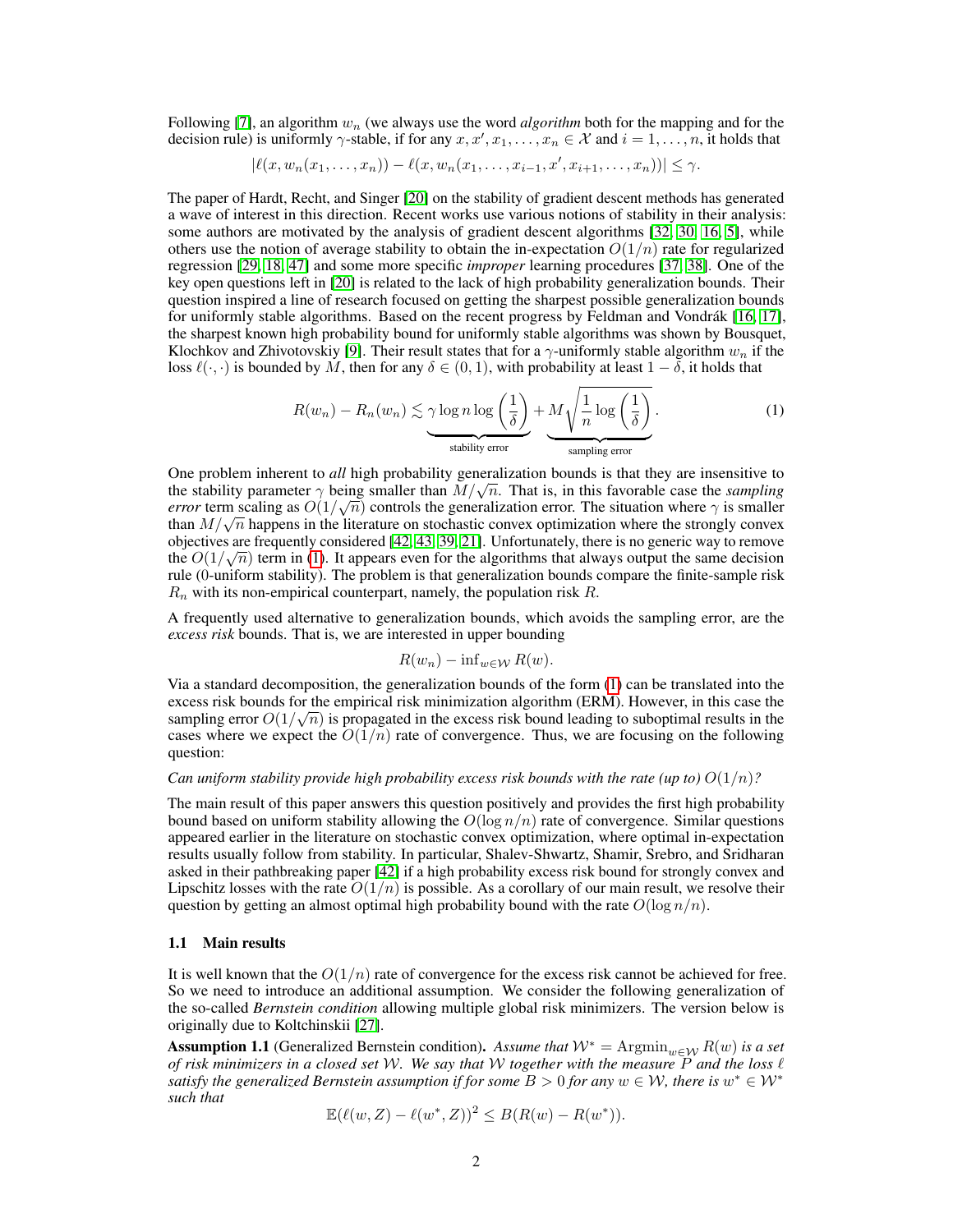Following [7], an algorithm $w_n$ (we always use the word *algorithm* both for the mapping and for the decision rule) is uniformly $\gamma$-stable, if for any $x, x', x_1, \ldots, x_n \in \mathcal{X}$ and $i = 1, \ldots, n$, it holds that

$$|\ell(x, w_n(x_1, \ldots, x_n)) - \ell(x, w_n(x_1, \ldots, x_{i-1}, x', x_{i+1}, \ldots, x_n))| \le \gamma.$$

The paper of Hardt, Recht, and Singer [20] on the stability of gradient descent methods has generated a wave of interest in this direction. Recent works use various notions of stability in their analysis: some authors are motivated by the analysis of gradient descent algorithms [32, 30, 16, 5], while others use the notion of average stability to obtain the in-expectation $O(1/n)$ rate for regularized regression [29, 18, 47] and some more specific *improper* learning procedures [37, 38]. One of the key open questions left in [20] is related to the lack of high probability generalization bounds. Their question inspired a line of research focused on getting the sharpest possible generalization bounds for uniformly stable algorithms. Based on the recent progress by Feldman and Vondrák [16, 17], the sharpest known high probability bound for uniformly stable algorithms was shown by Bousquet, Klochkov and Zhivotovskiy [9]. Their result states that for a $\gamma$-uniformly stable algorithm $w_n$ if the loss $\ell(\cdot, \cdot)$ is bounded by $M$, then for any $\delta \in (0, 1)$, with probability at least $1 - \delta$, it holds that

$$R(w_n) - R_n(w_n) \lesssim \underbrace{\gamma \log n \log\left(\frac{1}{\delta}\right)}_{\text{stability error}} + \underbrace{M\sqrt{\frac{1}{n}\log\left(\frac{1}{\delta}\right)}}_{\text{sampling error}}. \tag{1}$$

One problem inherent to *all* high probability generalization bounds is that they are insensitive to the stability parameter $\gamma$ being smaller than $M/\sqrt{n}$. That is, in this favorable case the *sampling error* term scaling as $O(1/\sqrt{n})$ controls the generalization error. The situation where $\gamma$ is smaller than $M/\sqrt{n}$ happens in the literature on stochastic convex optimization where the strongly convex objectives are frequently considered [42, 43, 39, 21]. Unfortunately, there is no generic way to remove the $O(1/\sqrt{n})$ term in (1). It appears even for the algorithms that always output the same decision rule (0-uniform stability). The problem is that generalization bounds compare the finite-sample risk $R_n$ with its non-empirical counterpart, namely, the population risk $R$.

A frequently used alternative to generalization bounds, which avoids the sampling error, are the *excess risk* bounds. That is, we are interested in upper bounding

$$R(w_n) - \inf_{w \in \mathcal{W}} R(w).$$

Via a standard decomposition, the generalization bounds of the form (1) can be translated into the excess risk bounds for the empirical risk minimization algorithm (ERM). However, in this case the sampling error $O(1/\sqrt{n})$ is propagated in the excess risk bound leading to suboptimal results in the cases where we expect the $O(1/n)$ rate of convergence. Thus, we are focusing on the following question:

*Can uniform stability provide high probability excess risk bounds with the rate (up to) $O(1/n)$?*

The main result of this paper answers this question positively and provides the first high probability bound based on uniform stability allowing the $O(\log n/n)$ rate of convergence. Similar questions appeared earlier in the literature on stochastic convex optimization, where optimal in-expectation results usually follow from stability. In particular, Shalev-Shwartz, Shamir, Srebro, and Sridharan asked in their pathbreaking paper [42] if a high probability excess risk bound for strongly convex and Lipschitz losses with the rate $O(1/n)$ is possible. As a corollary of our main result, we resolve their question by getting an almost optimal high probability bound with the rate $O(\log n/n)$.

### 1.1 Main results

It is well known that the $O(1/n)$ rate of convergence for the excess risk cannot be achieved for free. So we need to introduce an additional assumption. We consider the following generalization of the so-called *Bernstein condition* allowing multiple global risk minimizers. The version below is originally due to Koltchinskii [27].

**Assumption 1.1** (Generalized Bernstein condition). *Assume that $\mathcal{W}^* = \operatorname{Argmin}_{w \in \mathcal{W}} R(w)$ is a set of risk minimizers in a closed set $\mathcal{W}$. We say that $\mathcal{W}$ together with the measure $P$ and the loss $\ell$ satisfy the generalized Bernstein assumption if for some $B > 0$ for any $w \in \mathcal{W}$, there is $w^* \in \mathcal{W}^*$ such that*

$$\mathbb{E}(\ell(w, Z) - \ell(w^*, Z))^2 \le B(R(w) - R(w^*)).$$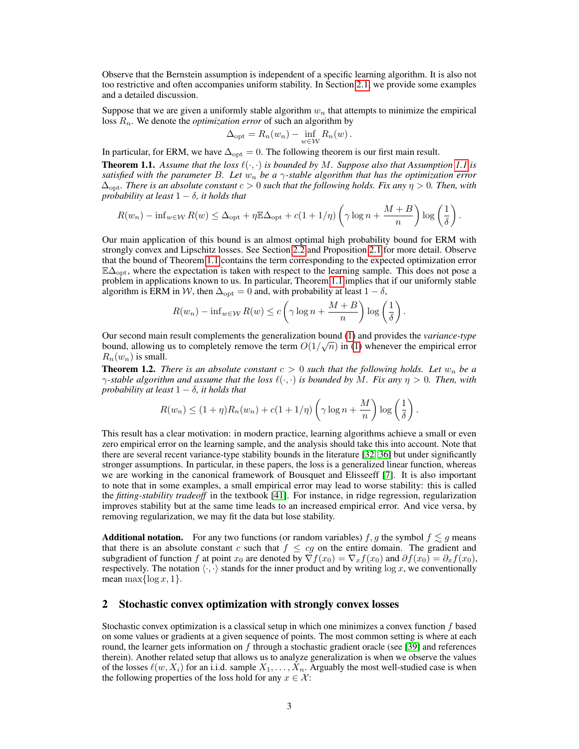Observe that the Bernstein assumption is independent of a specific learning algorithm. It is also not too restrictive and often accompanies uniform stability. In Section 2.1, we provide some examples and a detailed discussion.

Suppose that we are given a uniformly stable algorithm $w_n$ that attempts to minimize the empirical loss $R_n$. We denote the *optimization error* of such an algorithm by

$$\Delta_{\mathrm{opt}} = R_n(w_n) - \inf_{w \in \mathcal{W}} R_n(w)\,.$$

In particular, for ERM, we have $\Delta_{\mathrm{opt}} = 0$. The following theorem is our first main result.

**Theorem 1.1.** *Assume that the loss $\ell(\cdot,\cdot)$ is bounded by $M$. Suppose also that Assumption 1.1 is satisfied with the parameter $B$. Let $w_n$ be a $\gamma$-stable algorithm that has the optimization error $\Delta_{\mathrm{opt}}$. There is an absolute constant $c > 0$ such that the following holds. Fix any $\eta > 0$. Then, with probability at least $1-\delta$, it holds that*

$$R(w_n) - \inf_{w \in \mathcal{W}} R(w) \le \Delta_{\mathrm{opt}} + \eta \mathbb{E}\Delta_{\mathrm{opt}} + c(1 + 1/\eta)\left(\gamma \log n + \frac{M+B}{n}\right)\log\left(\frac{1}{\delta}\right).$$

Our main application of this bound is an almost optimal high probability bound for ERM with strongly convex and Lipschitz losses. See Section 2.2 and Proposition 2.1 for more detail. Observe that the bound of Theorem 1.1 contains the term corresponding to the expected optimization error $\mathbb{E}\Delta_{\mathrm{opt}}$, where the expectation is taken with respect to the learning sample. This does not pose a problem in applications known to us. In particular, Theorem 1.1 implies that if our uniformly stable algorithm is ERM in $\mathcal{W}$, then $\Delta_{\mathrm{opt}} = 0$ and, with probability at least $1-\delta$,

$$R(w_n) - \inf_{w \in \mathcal{W}} R(w) \le c\left(\gamma \log n + \frac{M+B}{n}\right)\log\left(\frac{1}{\delta}\right).$$

Our second main result complements the generalization bound (1) and provides the *variance-type* bound, allowing us to completely remove the term $O(1/\sqrt{n})$ in (1) whenever the empirical error $R_n(w_n)$ is small.

**Theorem 1.2.** *There is an absolute constant $c > 0$ such that the following holds. Let $w_n$ be a $\gamma$-stable algorithm and assume that the loss $\ell(\cdot,\cdot)$ is bounded by $M$. Fix any $\eta > 0$. Then, with probability at least $1-\delta$, it holds that*

$$R(w_n) \le (1+\eta)R_n(w_n) + c(1 + 1/\eta)\left(\gamma \log n + \frac{M}{n}\right)\log\left(\frac{1}{\delta}\right).$$

This result has a clear motivation: in modern practice, learning algorithms achieve a small or even zero empirical error on the learning sample, and the analysis should take this into account. Note that there are several recent variance-type stability bounds in the literature [32, 36] but under significantly stronger assumptions. In particular, in these papers, the loss is a generalized linear function, whereas we are working in the canonical framework of Bousquet and Elisseeff [7]. It is also important to note that in some examples, a small empirical error may lead to worse stability: this is called the *fitting-stability tradeoff* in the textbook [41]. For instance, in ridge regression, regularization improves stability but at the same time leads to an increased empirical error. And vice versa, by removing regularization, we may fit the data but lose stability.

**Additional notation.** For any two functions (or random variables) $f, g$ the symbol $f \lesssim g$ means that there is an absolute constant $c$ such that $f \le cg$ on the entire domain. The gradient and subgradient of function $f$ at point $x_0$ are denoted by $\nabla f(x_0) = \nabla_x f(x_0)$ and $\partial f(x_0) = \partial_x f(x_0)$, respectively. The notation $\langle \cdot, \cdot \rangle$ stands for the inner product and by writing $\log x$, we conventionally mean $\max\{\log x, 1\}$.

## 2 Stochastic convex optimization with strongly convex losses

Stochastic convex optimization is a classical setup in which one minimizes a convex function $f$ based on some values or gradients at a given sequence of points. The most common setting is where at each round, the learner gets information on $f$ through a stochastic gradient oracle (see [39] and references therein). Another related setup that allows us to analyze generalization is when we observe the values of the losses $\ell(w, X_i)$ for an i.i.d. sample $X_1, \ldots, X_n$. Arguably the most well-studied case is when the following properties of the loss hold for any $x \in \mathcal{X}$: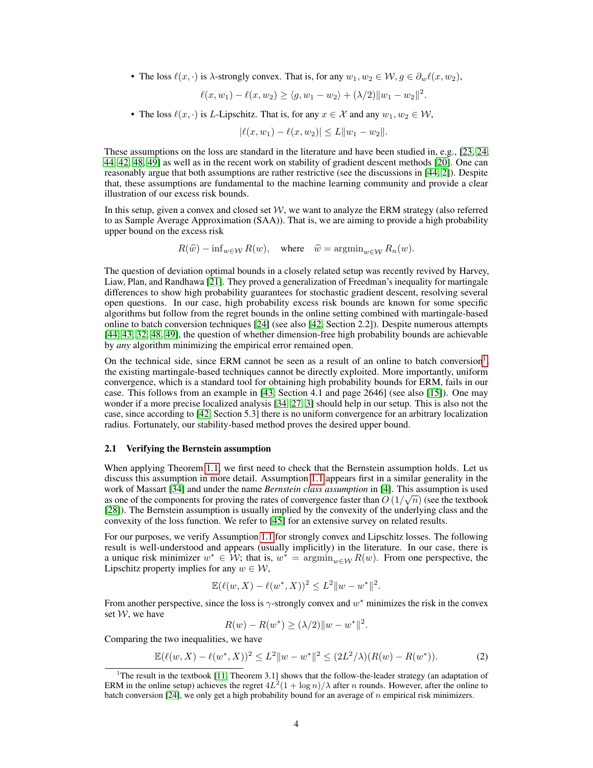- The loss $\ell(x, \cdot)$ is $\lambda$-strongly convex. That is, for any $w_1, w_2 \in \mathcal{W}, g \in \partial_w \ell(x, w_2)$,

$$\ell(x, w_1) - \ell(x, w_2) \geq \langle g, w_1 - w_2 \rangle + (\lambda/2)\|w_1 - w_2\|^2.$$

- The loss $\ell(x, \cdot)$ is $L$-Lipschitz. That is, for any $x \in \mathcal{X}$ and any $w_1, w_2 \in \mathcal{W}$,

$$|\ell(x, w_1) - \ell(x, w_2)| \leq L\|w_1 - w_2\|.$$

These assumptions on the loss are standard in the literature and have been studied in, e.g., [23, 24, 44, 42, 48, 49] as well as in the recent work on stability of gradient descent methods [20]. One can reasonably argue that both assumptions are rather restrictive (see the discussions in [44, 2]). Despite that, these assumptions are fundamental to the machine learning community and provide a clear illustration of our excess risk bounds.

In this setup, given a convex and closed set $\mathcal{W}$, we want to analyze the ERM strategy (also referred to as Sample Average Approximation (SAA)). That is, we are aiming to provide a high probability upper bound on the excess risk

$$R(\widehat{w}) - \inf_{w \in \mathcal{W}} R(w), \quad \text{where} \quad \widehat{w} = \operatorname{argmin}_{w \in \mathcal{W}} R_n(w).$$

The question of deviation optimal bounds in a closely related setup was recently revived by Harvey, Liaw, Plan, and Randhawa [21]. They proved a generalization of Freedman's inequality for martingale differences to show high probability guarantees for stochastic gradient descent, resolving several open questions. In our case, high probability excess risk bounds are known for some specific algorithms but follow from the regret bounds in the online setting combined with martingale-based online to batch conversion techniques [24] (see also [42, Section 2.2]). Despite numerous attempts [44, 43, 32, 48, 49], the question of whether dimension-free high probability bounds are achievable by *any* algorithm minimizing the empirical error remained open.

On the technical side, since ERM cannot be seen as a result of an online to batch conversion[1], the existing martingale-based techniques cannot be directly exploited. More importantly, uniform convergence, which is a standard tool for obtaining high probability bounds for ERM, fails in our case. This follows from an example in [43, Section 4.1 and page 2646] (see also [15]). One may wonder if a more precise localized analysis [34, 27, 3] should help in our setup. This is also not the case, since according to [42, Section 5.3] there is no uniform convergence for an arbitrary localization radius. Fortunately, our stability-based method proves the desired upper bound.

### 2.1 Verifying the Bernstein assumption

When applying Theorem 1.1, we first need to check that the Bernstein assumption holds. Let us discuss this assumption in more detail. Assumption 1.1 appears first in a similar generality in the work of Massart [34] and under the name *Bernstein class assumption* in [4]. This assumption is used as one of the components for proving the rates of convergence faster than $O\left(1/\sqrt{n}\right)$ (see the textbook [28]). The Bernstein assumption is usually implied by the convexity of the underlying class and the convexity of the loss function. We refer to [45] for an extensive survey on related results.

For our purposes, we verify Assumption 1.1 for strongly convex and Lipschitz losses. The following result is well-understood and appears (usually implicitly) in the literature. In our case, there is a unique risk minimizer $w^* \in \mathcal{W}$; that is, $w^* = \operatorname{argmin}_{w \in \mathcal{W}} R(w)$. From one perspective, the Lipschitz property implies for any $w \in \mathcal{W}$,

$$\mathbb{E}(\ell(w, X) - \ell(w^*, X))^2 \leq L^2\|w - w^*\|^2.$$

From another perspective, since the loss is $\gamma$-strongly convex and $w^*$ minimizes the risk in the convex set $\mathcal{W}$, we have

$$R(w) - R(w^*) \geq (\lambda/2)\|w - w^*\|^2.$$

Comparing the two inequalities, we have

$$\mathbb{E}(\ell(w, X) - \ell(w^*, X))^2 \leq L^2\|w - w^*\|^2 \leq (2L^2/\lambda)(R(w) - R(w^*)). \tag{2}$$

[1] The result in the textbook [11, Theorem 3.1] shows that the follow-the-leader strategy (an adaptation of ERM in the online setup) achieves the regret $4L^2(1 + \log n)/\lambda$ after $n$ rounds. However, after the online to batch conversion [24], we only get a high probability bound for an average of $n$ empirical risk minimizers.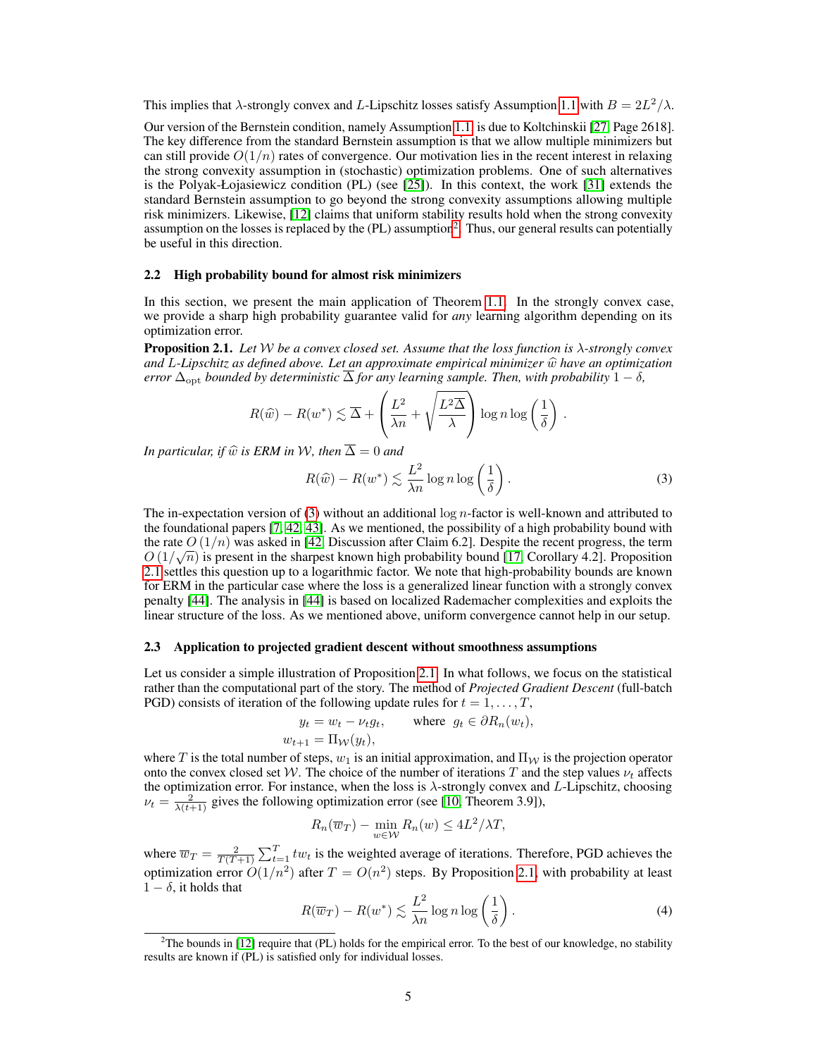This implies that $\lambda$-strongly convex and $L$-Lipschitz losses satisfy Assumption 1.1 with $B = 2L^2/\lambda$.

Our version of the Bernstein condition, namely Assumption 1.1, is due to Koltchinskii [27, Page 2618]. The key difference from the standard Bernstein assumption is that we allow multiple minimizers but can still provide $O(1/n)$ rates of convergence. Our motivation lies in the recent interest in relaxing the strong convexity assumption in (stochastic) optimization problems. One of such alternatives is the Polyak-Łojasiewicz condition (PL) (see [25]). In this context, the work [31] extends the standard Bernstein assumption to go beyond the strong convexity assumptions allowing multiple risk minimizers. Likewise, [12] claims that uniform stability results hold when the strong convexity assumption on the losses is replaced by the (PL) assumption[2]. Thus, our general results can potentially be useful in this direction.

### 2.2 High probability bound for almost risk minimizers

In this section, we present the main application of Theorem 1.1. In the strongly convex case, we provide a sharp high probability guarantee valid for *any* learning algorithm depending on its optimization error.

**Proposition 2.1.** *Let $\mathcal{W}$ be a convex closed set. Assume that the loss function is $\lambda$-strongly convex and $L$-Lipschitz as defined above. Let an approximate empirical minimizer $\widehat{w}$ have an optimization error $\Delta_{\mathrm{opt}}$ bounded by deterministic $\overline{\Delta}$ for any learning sample. Then, with probability $1-\delta$,*

$$R(\widehat{w}) - R(w^*) \lesssim \overline{\Delta} + \left(\frac{L^2}{\lambda n} + \sqrt{\frac{L^2\overline{\Delta}}{\lambda}}\right) \log n \log\left(\frac{1}{\delta}\right).$$

*In particular, if $\widehat{w}$ is ERM in $\mathcal{W}$, then $\overline{\Delta} = 0$ and*

$$R(\widehat{w}) - R(w^*) \lesssim \frac{L^2}{\lambda n} \log n \log\left(\frac{1}{\delta}\right). \tag{3}$$

The in-expectation version of (3) without an additional $\log n$-factor is well-known and attributed to the foundational papers [7, 42, 43]. As we mentioned, the possibility of a high probability bound with the rate $O(1/n)$ was asked in [42, Discussion after Claim 6.2]. Despite the recent progress, the term $O(1/\sqrt{n})$ is present in the sharpest known high probability bound [17, Corollary 4.2]. Proposition 2.1 settles this question up to a logarithmic factor. We note that high-probability bounds are known for ERM in the particular case where the loss is a generalized linear function with a strongly convex penalty [44]. The analysis in [44] is based on localized Rademacher complexities and exploits the linear structure of the loss. As we mentioned above, uniform convergence cannot help in our setup.

### 2.3 Application to projected gradient descent without smoothness assumptions

Let us consider a simple illustration of Proposition 2.1. In what follows, we focus on the statistical rather than the computational part of the story. The method of *Projected Gradient Descent* (full-batch PGD) consists of iteration of the following update rules for $t = 1, \ldots, T$,

$$\begin{aligned} y_t &= w_t - \nu_t g_t, \qquad \text{where } \; g_t \in \partial R_n(w_t), \\ w_{t+1} &= \Pi_{\mathcal{W}}(y_t), \end{aligned}$$

where $T$ is the total number of steps, $w_1$ is an initial approximation, and $\Pi_{\mathcal{W}}$ is the projection operator onto the convex closed set $\mathcal{W}$. The choice of the number of iterations $T$ and the step values $\nu_t$ affects the optimization error. For instance, when the loss is $\lambda$-strongly convex and $L$-Lipschitz, choosing $\nu_t = \frac{2}{\lambda(t+1)}$ gives the following optimization error (see [10, Theorem 3.9]),

$$R_n(\overline{w}_T) - \min_{w \in \mathcal{W}} R_n(w) \leq 4L^2/\lambda T,$$

where $\overline{w}_T = \frac{2}{T(T+1)} \sum_{t=1}^{T} t w_t$ is the weighted average of iterations. Therefore, PGD achieves the optimization error $O(1/n^2)$ after $T = O(n^2)$ steps. By Proposition 2.1, with probability at least $1-\delta$, it holds that

$$R(\overline{w}_T) - R(w^*) \lesssim \frac{L^2}{\lambda n} \log n \log\left(\frac{1}{\delta}\right). \tag{4}$$

[2]The bounds in [12] require that (PL) holds for the empirical error. To the best of our knowledge, no stability results are known if (PL) is satisfied only for individual losses.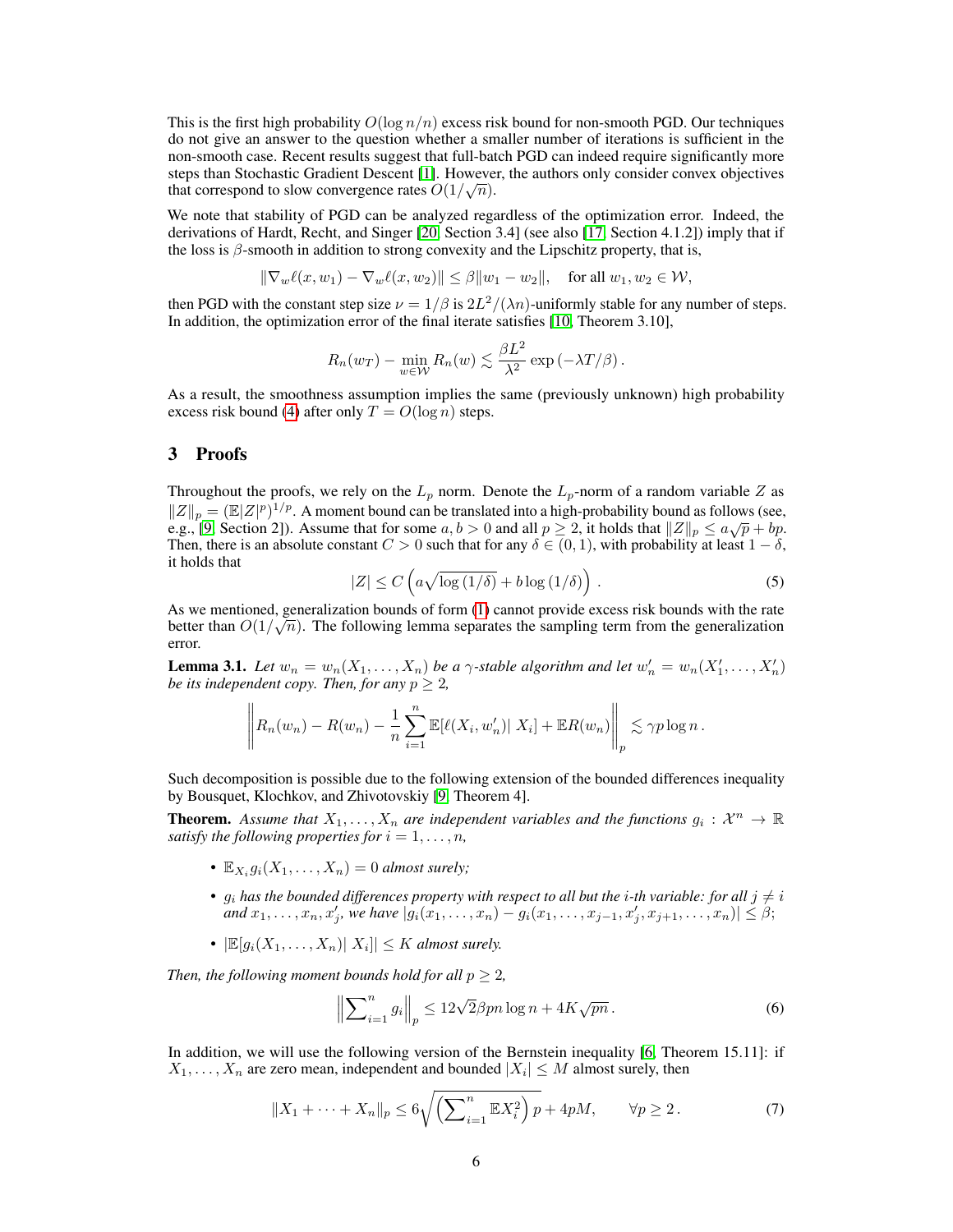This is the first high probability $O(\log n/n)$ excess risk bound for non-smooth PGD. Our techniques do not give an answer to the question whether a smaller number of iterations is sufficient in the non-smooth case. Recent results suggest that full-batch PGD can indeed require significantly more steps than Stochastic Gradient Descent [1]. However, the authors only consider convex objectives that correspond to slow convergence rates $O(1/\sqrt{n})$.

We note that stability of PGD can be analyzed regardless of the optimization error. Indeed, the derivations of Hardt, Recht, and Singer [20, Section 3.4] (see also [17, Section 4.1.2]) imply that if the loss is $\beta$-smooth in addition to strong convexity and the Lipschitz property, that is,

$$\|\nabla_w \ell(x, w_1) - \nabla_w \ell(x, w_2)\| \leq \beta \|w_1 - w_2\|, \quad \text{for all } w_1, w_2 \in \mathcal{W},$$

then PGD with the constant step size $\nu = 1/\beta$ is $2L^2/(\lambda n)$-uniformly stable for any number of steps. In addition, the optimization error of the final iterate satisfies [10, Theorem 3.10],

$$R_n(w_T) - \min_{w \in \mathcal{W}} R_n(w) \lesssim \frac{\beta L^2}{\lambda^2} \exp\left(-\lambda T/\beta\right).$$

As a result, the smoothness assumption implies the same (previously unknown) high probability excess risk bound (4) after only $T = O(\log n)$ steps.

## 3 Proofs

Throughout the proofs, we rely on the $L_p$ norm. Denote the $L_p$-norm of a random variable $Z$ as $\|Z\|_p = (\mathbb{E}|Z|^p)^{1/p}$. A moment bound can be translated into a high-probability bound as follows (see, e.g., [9, Section 2]). Assume that for some $a, b > 0$ and all $p \geq 2$, it holds that $\|Z\|_p \leq a\sqrt{p} + bp$. Then, there is an absolute constant $C > 0$ such that for any $\delta \in (0, 1)$, with probability at least $1 - \delta$, it holds that

$$|Z| \leq C\left(a\sqrt{\log(1/\delta)} + b\log(1/\delta)\right). \tag{5}$$

As we mentioned, generalization bounds of form (1) cannot provide excess risk bounds with the rate better than $O(1/\sqrt{n})$. The following lemma separates the sampling term from the generalization error.

**Lemma 3.1.** *Let $w_n = w_n(X_1, \ldots, X_n)$ be a $\gamma$-stable algorithm and let $w_n' = w_n(X_1', \ldots, X_n')$ be its independent copy. Then, for any $p \geq 2$,*

$$\left\| R_n(w_n) - R(w_n) - \frac{1}{n}\sum_{i=1}^n \mathbb{E}[\ell(X_i, w_n')|\, X_i] + \mathbb{E}R(w_n) \right\|_p \lesssim \gamma p \log n\,.$$

Such decomposition is possible due to the following extension of the bounded differences inequality by Bousquet, Klochkov, and Zhivotovskiy [9, Theorem 4].

**Theorem.** *Assume that $X_1, \ldots, X_n$ are independent variables and the functions $g_i : \mathcal{X}^n \to \mathbb{R}$ satisfy the following properties for $i = 1, \ldots, n$,*

- $\mathbb{E}_{X_i} g_i(X_1, \ldots, X_n) = 0$ *almost surely;*
- *$g_i$ has the bounded differences property with respect to all but the $i$-th variable: for all $j \neq i$ and $x_1, \ldots, x_n, x_j'$, we have $|g_i(x_1, \ldots, x_n) - g_i(x_1, \ldots, x_{j-1}, x_j', x_{j+1}, \ldots, x_n)| \leq \beta$;*
- $|\mathbb{E}[g_i(X_1, \ldots, X_n)|\, X_i]| \leq K$ *almost surely.*

*Then, the following moment bounds hold for all $p \geq 2$,*

$$\left\|\sum\nolimits_{i=1}^n g_i\right\|_p \leq 12\sqrt{2}\beta p n \log n + 4K\sqrt{pn}\,. \tag{6}$$

In addition, we will use the following version of the Bernstein inequality [6, Theorem 15.11]: if $X_1, \ldots, X_n$ are zero mean, independent and bounded $|X_i| \leq M$ almost surely, then

$$\|X_1 + \cdots + X_n\|_p \leq 6\sqrt{\left(\sum\nolimits_{i=1}^n \mathbb{E}X_i^2\right) p} + 4pM, \qquad \forall p \geq 2\,. \tag{7}$$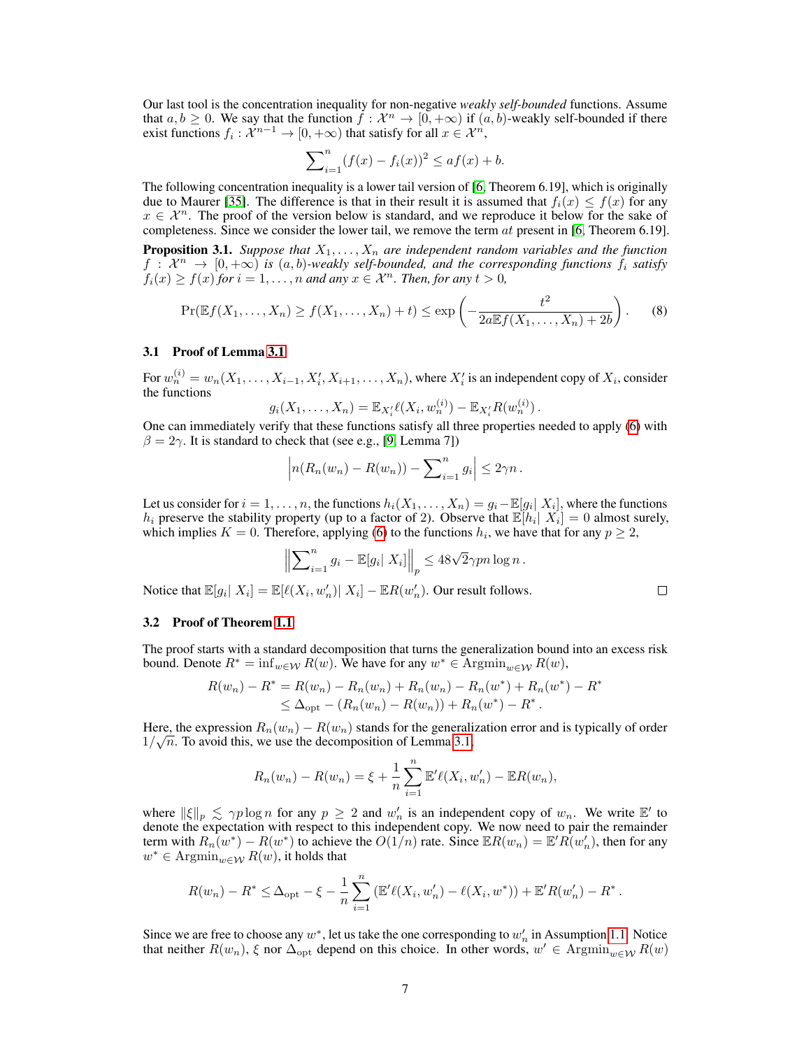Our last tool is the concentration inequality for non-negative *weakly self-bounded* functions. Assume that $a, b \geq 0$. We say that the function $f : \mathcal{X}^n \to [0, +\infty)$ if $(a, b)$-weakly self-bounded if there exist functions $f_i : \mathcal{X}^{n-1} \to [0, +\infty)$ that satisfy for all $x \in \mathcal{X}^n$,

$$\sum_{i=1}^{n} (f(x) - f_i(x))^2 \leq af(x) + b.$$

The following concentration inequality is a lower tail version of [6, Theorem 6.19], which is originally due to Maurer [35]. The difference is that in their result it is assumed that $f_i(x) \leq f(x)$ for any $x \in \mathcal{X}^n$. The proof of the version below is standard, and we reproduce it below for the sake of completeness. Since we consider the lower tail, we remove the term $at$ present in [6, Theorem 6.19].

**Proposition 3.1.** *Suppose that $X_1, \dots, X_n$ are independent random variables and the function $f : \mathcal{X}^n \to [0, +\infty)$ is $(a, b)$-weakly self-bounded, and the corresponding functions $f_i$ satisfy $f_i(x) \geq f(x)$ for $i = 1, \dots, n$ and any $x \in \mathcal{X}^n$. Then, for any $t > 0$,*

$$\Pr(\mathbb{E}f(X_1, \dots, X_n) \geq f(X_1, \dots, X_n) + t) \leq \exp\left(-\frac{t^2}{2a\mathbb{E}f(X_1, \dots, X_n) + 2b}\right). \tag{8}$$

### 3.1 Proof of Lemma 3.1

For $w_n^{(i)} = w_n(X_1, \dots, X_{i-1}, X_i', X_{i+1}, \dots, X_n)$, where $X_i'$ is an independent copy of $X_i$, consider the functions

$$g_i(X_1, \dots, X_n) = \mathbb{E}_{X_i'}\ell(X_i, w_n^{(i)}) - \mathbb{E}_{X_i'}R(w_n^{(i)})\,.$$

One can immediately verify that these functions satisfy all three properties needed to apply (6) with $\beta = 2\gamma$. It is standard to check that (see e.g., [9, Lemma 7])

$$\left|n(R_n(w_n) - R(w_n)) - \sum_{i=1}^{n} g_i\right| \leq 2\gamma n\,.$$

Let us consider for $i = 1, \dots, n$, the functions $h_i(X_1, \dots, X_n) = g_i - \mathbb{E}[g_i|\, X_i]$, where the functions $h_i$ preserve the stability property (up to a factor of 2). Observe that $\mathbb{E}[h_i|\, X_i] = 0$ almost surely, which implies $K = 0$. Therefore, applying (6) to the functions $h_i$, we have that for any $p \geq 2$,

$$\left\|\sum_{i=1}^{n} g_i - \mathbb{E}[g_i|\, X_i]\right\|_p \leq 48\sqrt{2}\gamma pn \log n\,.$$

Notice that $\mathbb{E}[g_i|\, X_i] = \mathbb{E}[\ell(X_i, w_n')|\, X_i] - \mathbb{E}R(w_n')$. Our result follows. $\square$

### 3.2 Proof of Theorem 1.1

The proof starts with a standard decomposition that turns the generalization bound into an excess risk bound. Denote $R^* = \inf_{w \in \mathcal{W}} R(w)$. We have for any $w^* \in \mathrm{Argmin}_{w \in \mathcal{W}} R(w)$,

$$\begin{aligned} R(w_n) - R^* &= R(w_n) - R_n(w_n) + R_n(w_n) - R_n(w^*) + R_n(w^*) - R^* \\ &\leq \Delta_{\mathrm{opt}} - (R_n(w_n) - R(w_n)) + R_n(w^*) - R^*\,. \end{aligned}$$

Here, the expression $R_n(w_n) - R(w_n)$ stands for the generalization error and is typically of order $1/\sqrt{n}$. To avoid this, we use the decomposition of Lemma 3.1,

$$R_n(w_n) - R(w_n) = \xi + \frac{1}{n}\sum_{i=1}^{n} \mathbb{E}'\ell(X_i, w_n') - \mathbb{E}R(w_n),$$

where $\|\xi\|_p \lesssim \gamma p \log n$ for any $p \geq 2$ and $w_n'$ is an independent copy of $w_n$. We write $\mathbb{E}'$ to denote the expectation with respect to this independent copy. We now need to pair the remainder term with $R_n(w^*) - R(w^*)$ to achieve the $O(1/n)$ rate. Since $\mathbb{E}R(w_n) = \mathbb{E}'R(w_n')$, then for any $w^* \in \mathrm{Argmin}_{w \in \mathcal{W}} R(w)$, it holds that

$$R(w_n) - R^* \leq \Delta_{\mathrm{opt}} - \xi - \frac{1}{n}\sum_{i=1}^{n} (\mathbb{E}'\ell(X_i, w_n') - \ell(X_i, w^*)) + \mathbb{E}'R(w_n') - R^*\,.$$

Since we are free to choose any $w^*$, let us take the one corresponding to $w_n'$ in Assumption 1.1. Notice that neither $R(w_n)$, $\xi$ nor $\Delta_{\mathrm{opt}}$ depend on this choice. In other words, $w' \in \mathrm{Argmin}_{w \in \mathcal{W}} R(w)$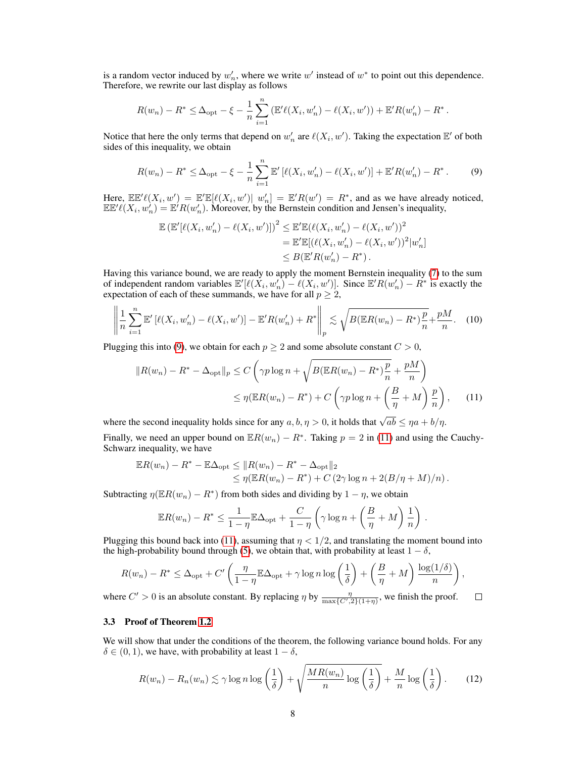is a random vector induced by $w'_n$, where we write $w'$ instead of $w^*$ to point out this dependence. Therefore, we rewrite our last display as follows

$$
R(w_n) - R^* \leq \Delta_{\rm opt} - \xi - \frac{1}{n}\sum_{i=1}^n \left(\mathbb{E}'\ell(X_i, w'_n) - \ell(X_i, w')\right) + \mathbb{E}'R(w'_n) - R^* \,.
$$

Notice that here the only terms that depend on $w'_n$ are $\ell(X_i, w')$. Taking the expectation $\mathbb{E}'$ of both sides of this inequality, we obtain

$$
R(w_n) - R^* \leq \Delta_{\rm opt} - \xi - \frac{1}{n}\sum_{i=1}^n \mathbb{E}'\left[\ell(X_i, w'_n) - \ell(X_i, w')\right] + \mathbb{E}'R(w'_n) - R^* \,. \tag{9}
$$

Here, $\mathbb{E}\mathbb{E}'\ell(X_i, w') = \mathbb{E}'\mathbb{E}[\ell(X_i, w')|\ w'_n] = \mathbb{E}'R(w') = R^*$, and as we have already noticed, $\mathbb{E}\mathbb{E}'\ell(X_i, w'_n) = \mathbb{E}'R(w'_n)$. Moreover, by the Bernstein condition and Jensen's inequality,

$$
\begin{aligned}
\mathbb{E}\left(\mathbb{E}'[\ell(X_i, w'_n) - \ell(X_i, w')]\right)^2 &\leq \mathbb{E}'\mathbb{E}(\ell(X_i, w'_n) - \ell(X_i, w'))^2 \\
&= \mathbb{E}'\mathbb{E}[(\ell(X_i, w'_n) - \ell(X_i, w'))^2 | w'_n] \\
&\leq B(\mathbb{E}'R(w'_n) - R^*)\,.
\end{aligned}
$$

Having this variance bound, we are ready to apply the moment Bernstein inequality (7) to the sum of independent random variables $\mathbb{E}'[\ell(X_i, w'_n) - \ell(X_i, w')]$. Since $\mathbb{E}'R(w'_n) - R^*$ is exactly the expectation of each of these summands, we have for all $p \geq 2$,

$$
\left\| \frac{1}{n}\sum_{i=1}^n \mathbb{E}'\left[\ell(X_i, w'_n) - \ell(X_i, w')\right] - \mathbb{E}'R(w'_n) + R^* \right\|_p \lesssim \sqrt{B(\mathbb{E}R(w_n) - R^*)\frac{p}{n}} + \frac{pM}{n}. \tag{10}
$$

Plugging this into (9), we obtain for each $p \geq 2$ and some absolute constant $C > 0$,

$$
\begin{aligned}
\|R(w_n) - R^* - \Delta_{\rm opt}\|_p &\leq C\left(\gamma p \log n + \sqrt{B(\mathbb{E}R(w_n) - R^*)\frac{p}{n}} + \frac{pM}{n}\right) \\
&\leq \eta(\mathbb{E}R(w_n) - R^*) + C\left(\gamma p \log n + \left(\frac{B}{\eta} + M\right)\frac{p}{n}\right),
\end{aligned} \tag{11}
$$

where the second inequality holds since for any $a, b, \eta > 0$, it holds that $\sqrt{ab} \leq \eta a + b/\eta$.

Finally, we need an upper bound on $\mathbb{E}R(w_n) - R^*$. Taking $p = 2$ in (11) and using the Cauchy-Schwarz inequality, we have

$$
\begin{aligned}
\mathbb{E}R(w_n) - R^* - \mathbb{E}\Delta_{\rm opt} &\leq \|R(w_n) - R^* - \Delta_{\rm opt}\|_2 \\
&\leq \eta(\mathbb{E}R(w_n) - R^*) + C\left(2\gamma \log n + 2(B/\eta + M)/n\right).
\end{aligned}
$$

Subtracting $\eta(\mathbb{E}R(w_n) - R^*)$ from both sides and dividing by $1 - \eta$, we obtain

$$
\mathbb{E}R(w_n) - R^* \leq \frac{1}{1-\eta}\mathbb{E}\Delta_{\rm opt} + \frac{C}{1-\eta}\left(\gamma \log n + \left(\frac{B}{\eta} + M\right)\frac{1}{n}\right).
$$

Plugging this bound back into (11), assuming that $\eta < 1/2$, and translating the moment bound into the high-probability bound through (5), we obtain that, with probability at least $1 - \delta$,

$$
R(w_n) - R^* \leq \Delta_{\rm opt} + C'\left(\frac{\eta}{1-\eta}\mathbb{E}\Delta_{\rm opt} + \gamma \log n \log\left(\frac{1}{\delta}\right) + \left(\frac{B}{\eta} + M\right)\frac{\log(1/\delta)}{n}\right),
$$

where $C' > 0$ is an absolute constant. By replacing $\eta$ by $\frac{\eta}{\max\{C', 2\}(1+\eta)}$, we finish the proof. □

### 3.3 Proof of Theorem 1.2

We will show that under the conditions of the theorem, the following variance bound holds. For any $\delta \in (0, 1)$, we have, with probability at least $1 - \delta$,

$$
R(w_n) - R_n(w_n) \lesssim \gamma \log n \log\left(\frac{1}{\delta}\right) + \sqrt{\frac{MR(w_n)}{n}\log\left(\frac{1}{\delta}\right)} + \frac{M}{n}\log\left(\frac{1}{\delta}\right). \tag{12}
$$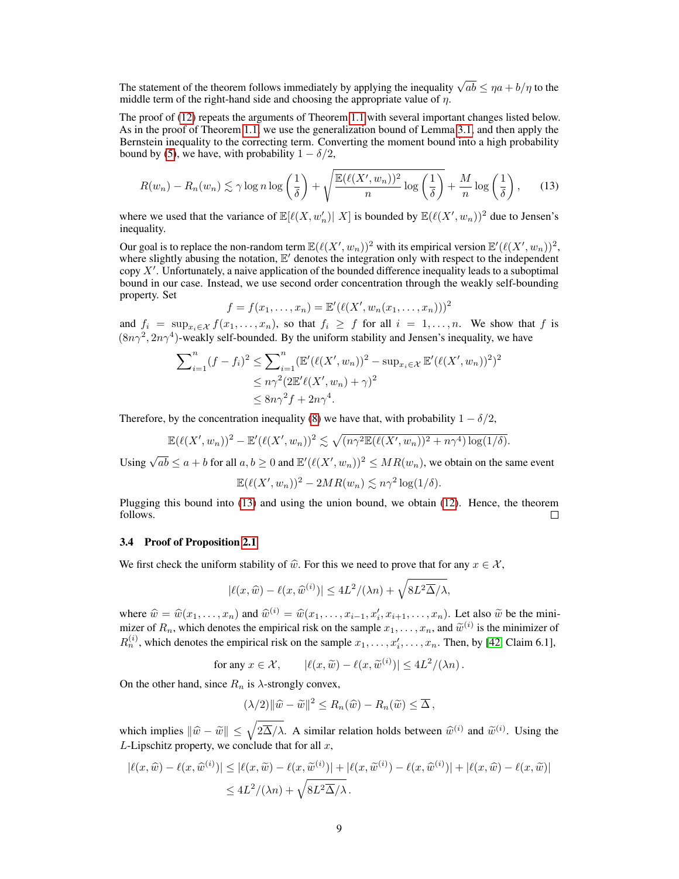The statement of the theorem follows immediately by applying the inequality $\sqrt{ab} \le \eta a + b/\eta$ to the middle term of the right-hand side and choosing the appropriate value of $\eta$.

The proof of (12) repeats the arguments of Theorem 1.1 with several important changes listed below. As in the proof of Theorem 1.1, we use the generalization bound of Lemma 3.1, and then apply the Bernstein inequality to the correcting term. Converting the moment bound into a high probability bound by (5), we have, with probability $1 - \delta/2$,

$$R(w_n) - R_n(w_n) \lesssim \gamma \log n \log\left(\frac{1}{\delta}\right) + \sqrt{\frac{\mathbb{E}(\ell(X', w_n))^2}{n} \log\left(\frac{1}{\delta}\right)} + \frac{M}{n}\log\left(\frac{1}{\delta}\right), \tag{13}$$

where we used that the variance of $\mathbb{E}[\ell(X, w_n')|\ X]$ is bounded by $\mathbb{E}(\ell(X', w_n))^2$ due to Jensen's inequality.

Our goal is to replace the non-random term $\mathbb{E}(\ell(X', w_n))^2$ with its empirical version $\mathbb{E}'(\ell(X', w_n))^2$, where slightly abusing the notation, $\mathbb{E}'$ denotes the integration only with respect to the independent copy $X'$. Unfortunately, a naive application of the bounded difference inequality leads to a suboptimal bound in our case. Instead, we use second order concentration through the weakly self-bounding property. Set

$$f = f(x_1, \dots, x_n) = \mathbb{E}'(\ell(X', w_n(x_1, \dots, x_n)))^2$$

and $f_i = \sup_{x_i \in \mathcal{X}} f(x_1, \dots, x_n)$, so that $f_i \ge f$ for all $i = 1, \dots, n$. We show that $f$ is $(8n\gamma^2, 2n\gamma^4)$-weakly self-bounded. By the uniform stability and Jensen's inequality, we have

$$\begin{aligned}
\sum\nolimits_{i=1}^n (f - f_i)^2 &\le \sum\nolimits_{i=1}^n (\mathbb{E}'(\ell(X', w_n))^2 - \sup_{x_i \in \mathcal{X}} \mathbb{E}'(\ell(X', w_n))^2)^2 \\
&\le n\gamma^2 (2\mathbb{E}'\ell(X', w_n) + \gamma)^2 \\
&\le 8n\gamma^2 f + 2n\gamma^4.
\end{aligned}$$

Therefore, by the concentration inequality (8) we have that, with probability $1 - \delta/2$,

$$\mathbb{E}(\ell(X', w_n))^2 - \mathbb{E}'(\ell(X', w_n))^2 \lesssim \sqrt{(n\gamma^2 \mathbb{E}(\ell(X', w_n))^2 + n\gamma^4)\log(1/\delta)}.$$

Using $\sqrt{ab} \le a + b$ for all $a, b \ge 0$ and $\mathbb{E}'(\ell(X', w_n))^2 \le MR(w_n)$, we obtain on the same event

$$\mathbb{E}(\ell(X', w_n))^2 - 2MR(w_n) \lesssim n\gamma^2 \log(1/\delta).$$

Plugging this bound into (13) and using the union bound, we obtain (12). Hence, the theorem follows. $\square$

### 3.4 Proof of Proposition 2.1

We first check the uniform stability of $\widehat{w}$. For this we need to prove that for any $x \in \mathcal{X}$,

$$|\ell(x, \widehat{w}) - \ell(x, \widehat{w}^{(i)})| \le 4L^2/(\lambda n) + \sqrt{8L^2\overline{\Delta}/\lambda},$$

where $\widehat{w} = \widehat{w}(x_1, \dots, x_n)$ and $\widehat{w}^{(i)} = \widehat{w}(x_1, \dots, x_{i-1}, x_i', x_{i+1}, \dots, x_n)$. Let also $\widetilde{w}$ be the minimizer of $R_n$, which denotes the empirical risk on the sample $x_1, \dots, x_n$, and $\widetilde{w}^{(i)}$ is the minimizer of $R_n^{(i)}$, which denotes the empirical risk on the sample $x_1, \dots, x_i', \dots, x_n$. Then, by [42, Claim 6.1],

$$\text{for any } x \in \mathcal{X}, \qquad |\ell(x, \widetilde{w}) - \ell(x, \widetilde{w}^{(i)})| \le 4L^2/(\lambda n).$$

On the other hand, since $R_n$ is $\lambda$-strongly convex,

$$(\lambda/2)\|\widehat{w} - \widetilde{w}\|^2 \le R_n(\widehat{w}) - R_n(\widetilde{w}) \le \overline{\Delta},$$

which implies $\|\widehat{w} - \widetilde{w}\| \le \sqrt{2\overline{\Delta}/\lambda}$. A similar relation holds between $\widehat{w}^{(i)}$ and $\widetilde{w}^{(i)}$. Using the $L$-Lipschitz property, we conclude that for all $x$,

$$\begin{aligned}
|\ell(x, \widehat{w}) - \ell(x, \widehat{w}^{(i)})| &\le |\ell(x, \widetilde{w}) - \ell(x, \widetilde{w}^{(i)})| + |\ell(x, \widetilde{w}^{(i)}) - \ell(x, \widehat{w}^{(i)})| + |\ell(x, \widehat{w}) - \ell(x, \widetilde{w})| \\
&\le 4L^2/(\lambda n) + \sqrt{8L^2\overline{\Delta}/\lambda}.
\end{aligned}$$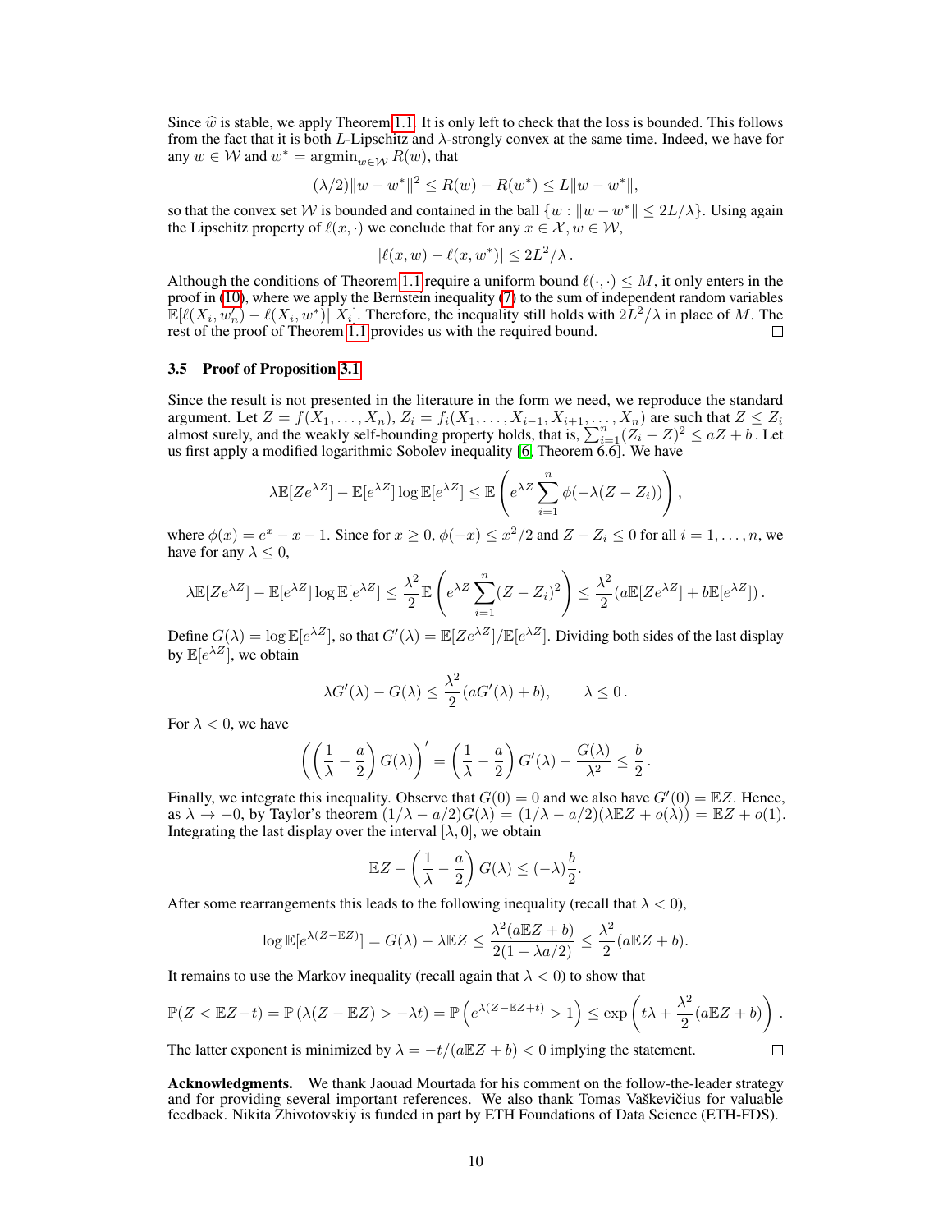Since $\widehat{w}$ is stable, we apply Theorem 1.1. It is only left to check that the loss is bounded. This follows from the fact that it is both $L$-Lipschitz and $\lambda$-strongly convex at the same time. Indeed, we have for any $w \in \mathcal{W}$ and $w^* = \operatorname{argmin}_{w \in \mathcal{W}} R(w)$, that

$$(\lambda/2)\|w - w^*\|^2 \le R(w) - R(w^*) \le L\|w - w^*\|,$$

so that the convex set $\mathcal{W}$ is bounded and contained in the ball $\{w : \|w - w^*\| \le 2L/\lambda\}$. Using again the Lipschitz property of $\ell(x, \cdot)$ we conclude that for any $x \in \mathcal{X}, w \in \mathcal{W}$,

$$|\ell(x, w) - \ell(x, w^*)| \le 2L^2/\lambda\,.$$

Although the conditions of Theorem 1.1 require a uniform bound $\ell(\cdot, \cdot) \le M$, it only enters in the proof in (10), where we apply the Bernstein inequality (7) to the sum of independent random variables $\mathbb{E}[\ell(X_i, w_n') - \ell(X_i, w^*)|\ X_i]$. Therefore, the inequality still holds with $2L^2/\lambda$ in place of $M$. The rest of the proof of Theorem 1.1 provides us with the required bound. □

### 3.5 Proof of Proposition 3.1

Since the result is not presented in the literature in the form we need, we reproduce the standard argument. Let $Z = f(X_1, \ldots, X_n)$, $Z_i = f_i(X_1, \ldots, X_{i-1}, X_{i+1}, \ldots, X_n)$ are such that $Z \le Z_i$ almost surely, and the weakly self-bounding property holds, that is, $\sum_{i=1}^{n}(Z_i - Z)^2 \le aZ + b$. Let us first apply a modified logarithmic Sobolev inequality [6, Theorem 6.6]. We have

$$\lambda \mathbb{E}[Ze^{\lambda Z}] - \mathbb{E}[e^{\lambda Z}] \log \mathbb{E}[e^{\lambda Z}] \le \mathbb{E}\left(e^{\lambda Z}\sum_{i=1}^{n}\phi(-\lambda(Z - Z_i))\right),$$

where $\phi(x) = e^x - x - 1$. Since for $x \ge 0$, $\phi(-x) \le x^2/2$ and $Z - Z_i \le 0$ for all $i = 1, \ldots, n$, we have for any $\lambda \le 0$,

$$\lambda \mathbb{E}[Ze^{\lambda Z}] - \mathbb{E}[e^{\lambda Z}] \log \mathbb{E}[e^{\lambda Z}] \le \frac{\lambda^2}{2}\mathbb{E}\left(e^{\lambda Z}\sum_{i=1}^{n}(Z - Z_i)^2\right) \le \frac{\lambda^2}{2}(a\mathbb{E}[Ze^{\lambda Z}] + b\mathbb{E}[e^{\lambda Z}])\,.$$

Define $G(\lambda) = \log \mathbb{E}[e^{\lambda Z}]$, so that $G'(\lambda) = \mathbb{E}[Ze^{\lambda Z}]/\mathbb{E}[e^{\lambda Z}]$. Dividing both sides of the last display by $\mathbb{E}[e^{\lambda Z}]$, we obtain

$$\lambda G'(\lambda) - G(\lambda) \le \frac{\lambda^2}{2}(aG'(\lambda) + b), \qquad \lambda \le 0\,.$$

For $\lambda < 0$, we have

$$\left(\left(\frac{1}{\lambda} - \frac{a}{2}\right)G(\lambda)\right)' = \left(\frac{1}{\lambda} - \frac{a}{2}\right)G'(\lambda) - \frac{G(\lambda)}{\lambda^2} \le \frac{b}{2}\,.$$

Finally, we integrate this inequality. Observe that $G(0) = 0$ and we also have $G'(0) = \mathbb{E}Z$. Hence, as $\lambda \to -0$, by Taylor's theorem $(1/\lambda - a/2)G(\lambda) = (1/\lambda - a/2)(\lambda\mathbb{E}Z + o(\lambda)) = \mathbb{E}Z + o(1)$. Integrating the last display over the interval $[\lambda, 0]$, we obtain

$$\mathbb{E}Z - \left(\frac{1}{\lambda} - \frac{a}{2}\right)G(\lambda) \le (-\lambda)\frac{b}{2}.$$

After some rearrangements this leads to the following inequality (recall that $\lambda < 0$),

$$\log \mathbb{E}[e^{\lambda(Z - \mathbb{E}Z)}] = G(\lambda) - \lambda\mathbb{E}Z \le \frac{\lambda^2(a\mathbb{E}Z + b)}{2(1 - \lambda a/2)} \le \frac{\lambda^2}{2}(a\mathbb{E}Z + b).$$

It remains to use the Markov inequality (recall again that $\lambda < 0$) to show that

$$\mathbb{P}(Z < \mathbb{E}Z - t) = \mathbb{P}\left(\lambda(Z - \mathbb{E}Z) > -\lambda t\right) = \mathbb{P}\left(e^{\lambda(Z - \mathbb{E}Z + t)} > 1\right) \le \exp\left(t\lambda + \frac{\lambda^2}{2}(a\mathbb{E}Z + b)\right).$$

The latter exponent is minimized by $\lambda = -t/(a\mathbb{E}Z + b) < 0$ implying the statement. □

**Acknowledgments.** We thank Jaouad Mourtada for his comment on the follow-the-leader strategy and for providing several important references. We also thank Tomas Vaškevičius for valuable feedback. Nikita Zhivotovskiy is funded in part by ETH Foundations of Data Science (ETH-FDS).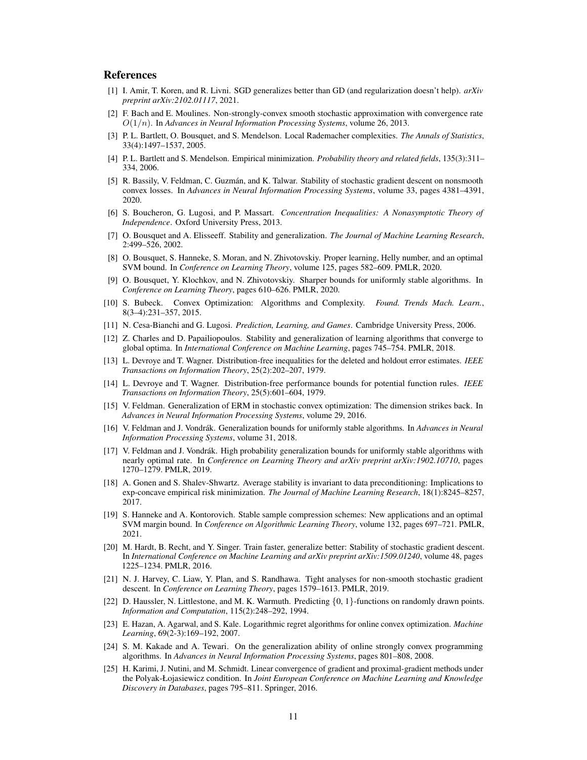## References

[1] I. Amir, T. Koren, and R. Livni. SGD generalizes better than GD (and regularization doesn't help). *arXiv preprint arXiv:2102.01117*, 2021.

[2] F. Bach and E. Moulines. Non-strongly-convex smooth stochastic approximation with convergence rate $O(1/n)$. In *Advances in Neural Information Processing Systems*, volume 26, 2013.

[3] P. L. Bartlett, O. Bousquet, and S. Mendelson. Local Rademacher complexities. *The Annals of Statistics*, 33(4):1497–1537, 2005.

[4] P. L. Bartlett and S. Mendelson. Empirical minimization. *Probability theory and related fields*, 135(3):311–334, 2006.

[5] R. Bassily, V. Feldman, C. Guzmán, and K. Talwar. Stability of stochastic gradient descent on nonsmooth convex losses. In *Advances in Neural Information Processing Systems*, volume 33, pages 4381–4391, 2020.

[6] S. Boucheron, G. Lugosi, and P. Massart. *Concentration Inequalities: A Nonasymptotic Theory of Independence*. Oxford University Press, 2013.

[7] O. Bousquet and A. Elisseeff. Stability and generalization. *The Journal of Machine Learning Research*, 2:499–526, 2002.

[8] O. Bousquet, S. Hanneke, S. Moran, and N. Zhivotovskiy. Proper learning, Helly number, and an optimal SVM bound. In *Conference on Learning Theory*, volume 125, pages 582–609. PMLR, 2020.

[9] O. Bousquet, Y. Klochkov, and N. Zhivotovskiy. Sharper bounds for uniformly stable algorithms. In *Conference on Learning Theory*, pages 610–626. PMLR, 2020.

[10] S. Bubeck. Convex Optimization: Algorithms and Complexity. *Found. Trends Mach. Learn.*, 8(3–4):231–357, 2015.

[11] N. Cesa-Bianchi and G. Lugosi. *Prediction, Learning, and Games*. Cambridge University Press, 2006.

[12] Z. Charles and D. Papailiopoulos. Stability and generalization of learning algorithms that converge to global optima. In *International Conference on Machine Learning*, pages 745–754. PMLR, 2018.

[13] L. Devroye and T. Wagner. Distribution-free inequalities for the deleted and holdout error estimates. *IEEE Transactions on Information Theory*, 25(2):202–207, 1979.

[14] L. Devroye and T. Wagner. Distribution-free performance bounds for potential function rules. *IEEE Transactions on Information Theory*, 25(5):601–604, 1979.

[15] V. Feldman. Generalization of ERM in stochastic convex optimization: The dimension strikes back. In *Advances in Neural Information Processing Systems*, volume 29, 2016.

[16] V. Feldman and J. Vondrák. Generalization bounds for uniformly stable algorithms. In *Advances in Neural Information Processing Systems*, volume 31, 2018.

[17] V. Feldman and J. Vondrák. High probability generalization bounds for uniformly stable algorithms with nearly optimal rate. In *Conference on Learning Theory and arXiv preprint arXiv:1902.10710*, pages 1270–1279. PMLR, 2019.

[18] A. Gonen and S. Shalev-Shwartz. Average stability is invariant to data preconditioning: Implications to exp-concave empirical risk minimization. *The Journal of Machine Learning Research*, 18(1):8245–8257, 2017.

[19] S. Hanneke and A. Kontorovich. Stable sample compression schemes: New applications and an optimal SVM margin bound. In *Conference on Algorithmic Learning Theory*, volume 132, pages 697–721. PMLR, 2021.

[20] M. Hardt, B. Recht, and Y. Singer. Train faster, generalize better: Stability of stochastic gradient descent. In *International Conference on Machine Learning and arXiv preprint arXiv:1509.01240*, volume 48, pages 1225–1234. PMLR, 2016.

[21] N. J. Harvey, C. Liaw, Y. Plan, and S. Randhawa. Tight analyses for non-smooth stochastic gradient descent. In *Conference on Learning Theory*, pages 1579–1613. PMLR, 2019.

[22] D. Haussler, N. Littlestone, and M. K. Warmuth. Predicting $\{0, 1\}$-functions on randomly drawn points. *Information and Computation*, 115(2):248–292, 1994.

[23] E. Hazan, A. Agarwal, and S. Kale. Logarithmic regret algorithms for online convex optimization. *Machine Learning*, 69(2-3):169–192, 2007.

[24] S. M. Kakade and A. Tewari. On the generalization ability of online strongly convex programming algorithms. In *Advances in Neural Information Processing Systems*, pages 801–808, 2008.

[25] H. Karimi, J. Nutini, and M. Schmidt. Linear convergence of gradient and proximal-gradient methods under the Polyak-Łojasiewicz condition. In *Joint European Conference on Machine Learning and Knowledge Discovery in Databases*, pages 795–811. Springer, 2016.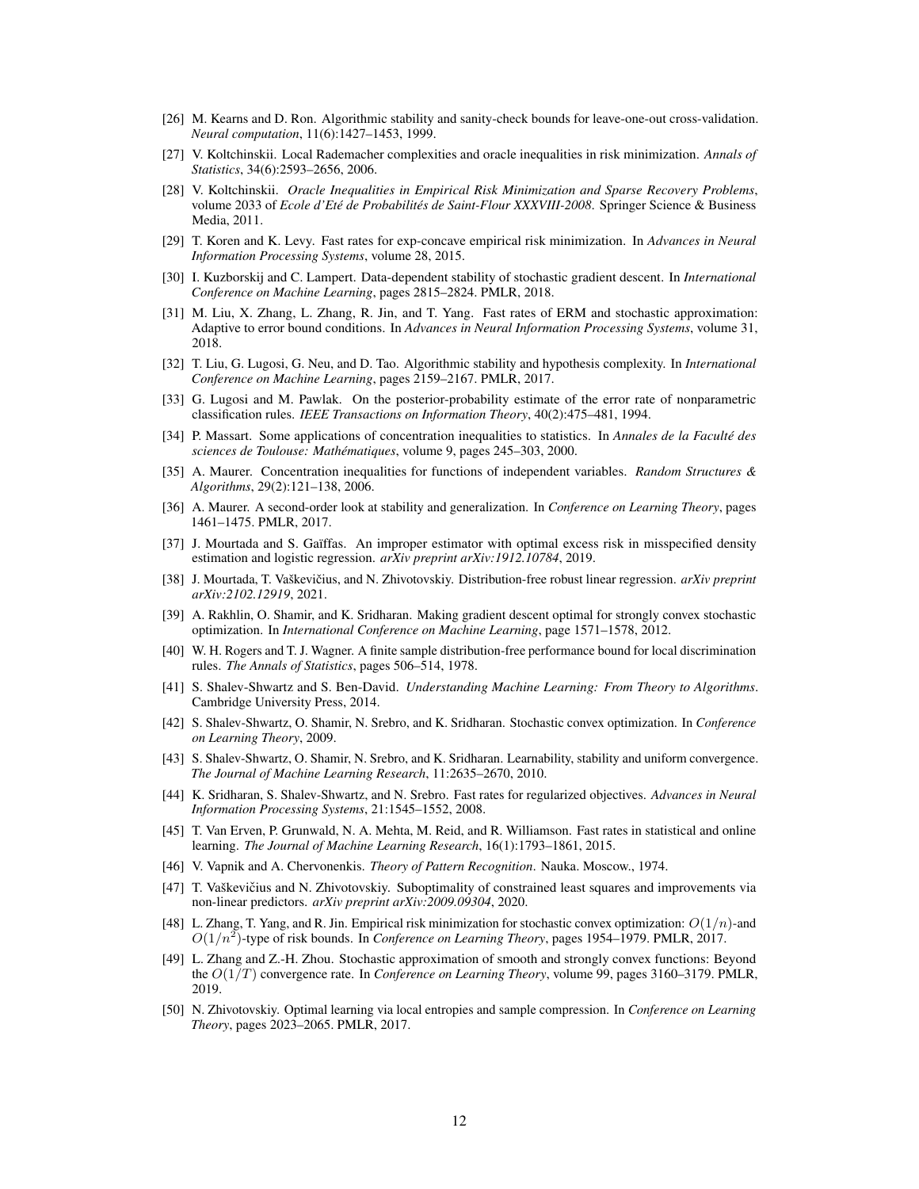[26] M. Kearns and D. Ron. Algorithmic stability and sanity-check bounds for leave-one-out cross-validation. *Neural computation*, 11(6):1427–1453, 1999.

[27] V. Koltchinskii. Local Rademacher complexities and oracle inequalities in risk minimization. *Annals of Statistics*, 34(6):2593–2656, 2006.

[28] V. Koltchinskii. *Oracle Inequalities in Empirical Risk Minimization and Sparse Recovery Problems*, volume 2033 of *Ecole d'Eté de Probabilités de Saint-Flour XXXVIII-2008*. Springer Science & Business Media, 2011.

[29] T. Koren and K. Levy. Fast rates for exp-concave empirical risk minimization. In *Advances in Neural Information Processing Systems*, volume 28, 2015.

[30] I. Kuzborskij and C. Lampert. Data-dependent stability of stochastic gradient descent. In *International Conference on Machine Learning*, pages 2815–2824. PMLR, 2018.

[31] M. Liu, X. Zhang, L. Zhang, R. Jin, and T. Yang. Fast rates of ERM and stochastic approximation: Adaptive to error bound conditions. In *Advances in Neural Information Processing Systems*, volume 31, 2018.

[32] T. Liu, G. Lugosi, G. Neu, and D. Tao. Algorithmic stability and hypothesis complexity. In *International Conference on Machine Learning*, pages 2159–2167. PMLR, 2017.

[33] G. Lugosi and M. Pawlak. On the posterior-probability estimate of the error rate of nonparametric classification rules. *IEEE Transactions on Information Theory*, 40(2):475–481, 1994.

[34] P. Massart. Some applications of concentration inequalities to statistics. In *Annales de la Faculté des sciences de Toulouse: Mathématiques*, volume 9, pages 245–303, 2000.

[35] A. Maurer. Concentration inequalities for functions of independent variables. *Random Structures & Algorithms*, 29(2):121–138, 2006.

[36] A. Maurer. A second-order look at stability and generalization. In *Conference on Learning Theory*, pages 1461–1475. PMLR, 2017.

[37] J. Mourtada and S. Gaïffas. An improper estimator with optimal excess risk in misspecified density estimation and logistic regression. *arXiv preprint arXiv:1912.10784*, 2019.

[38] J. Mourtada, T. Vaškevičius, and N. Zhivotovskiy. Distribution-free robust linear regression. *arXiv preprint arXiv:2102.12919*, 2021.

[39] A. Rakhlin, O. Shamir, and K. Sridharan. Making gradient descent optimal for strongly convex stochastic optimization. In *International Conference on Machine Learning*, page 1571–1578, 2012.

[40] W. H. Rogers and T. J. Wagner. A finite sample distribution-free performance bound for local discrimination rules. *The Annals of Statistics*, pages 506–514, 1978.

[41] S. Shalev-Shwartz and S. Ben-David. *Understanding Machine Learning: From Theory to Algorithms*. Cambridge University Press, 2014.

[42] S. Shalev-Shwartz, O. Shamir, N. Srebro, and K. Sridharan. Stochastic convex optimization. In *Conference on Learning Theory*, 2009.

[43] S. Shalev-Shwartz, O. Shamir, N. Srebro, and K. Sridharan. Learnability, stability and uniform convergence. *The Journal of Machine Learning Research*, 11:2635–2670, 2010.

[44] K. Sridharan, S. Shalev-Shwartz, and N. Srebro. Fast rates for regularized objectives. *Advances in Neural Information Processing Systems*, 21:1545–1552, 2008.

[45] T. Van Erven, P. Grunwald, N. A. Mehta, M. Reid, and R. Williamson. Fast rates in statistical and online learning. *The Journal of Machine Learning Research*, 16(1):1793–1861, 2015.

[46] V. Vapnik and A. Chervonenkis. *Theory of Pattern Recognition*. Nauka. Moscow., 1974.

[47] T. Vaškevičius and N. Zhivotovskiy. Suboptimality of constrained least squares and improvements via non-linear predictors. *arXiv preprint arXiv:2009.09304*, 2020.

[48] L. Zhang, T. Yang, and R. Jin. Empirical risk minimization for stochastic convex optimization: $O(1/n)$-and $O(1/n^2)$-type of risk bounds. In *Conference on Learning Theory*, pages 1954–1979. PMLR, 2017.

[49] L. Zhang and Z.-H. Zhou. Stochastic approximation of smooth and strongly convex functions: Beyond the $O(1/T)$ convergence rate. In *Conference on Learning Theory*, volume 99, pages 3160–3179. PMLR, 2019.

[50] N. Zhivotovskiy. Optimal learning via local entropies and sample compression. In *Conference on Learning Theory*, pages 2023–2065. PMLR, 2017.